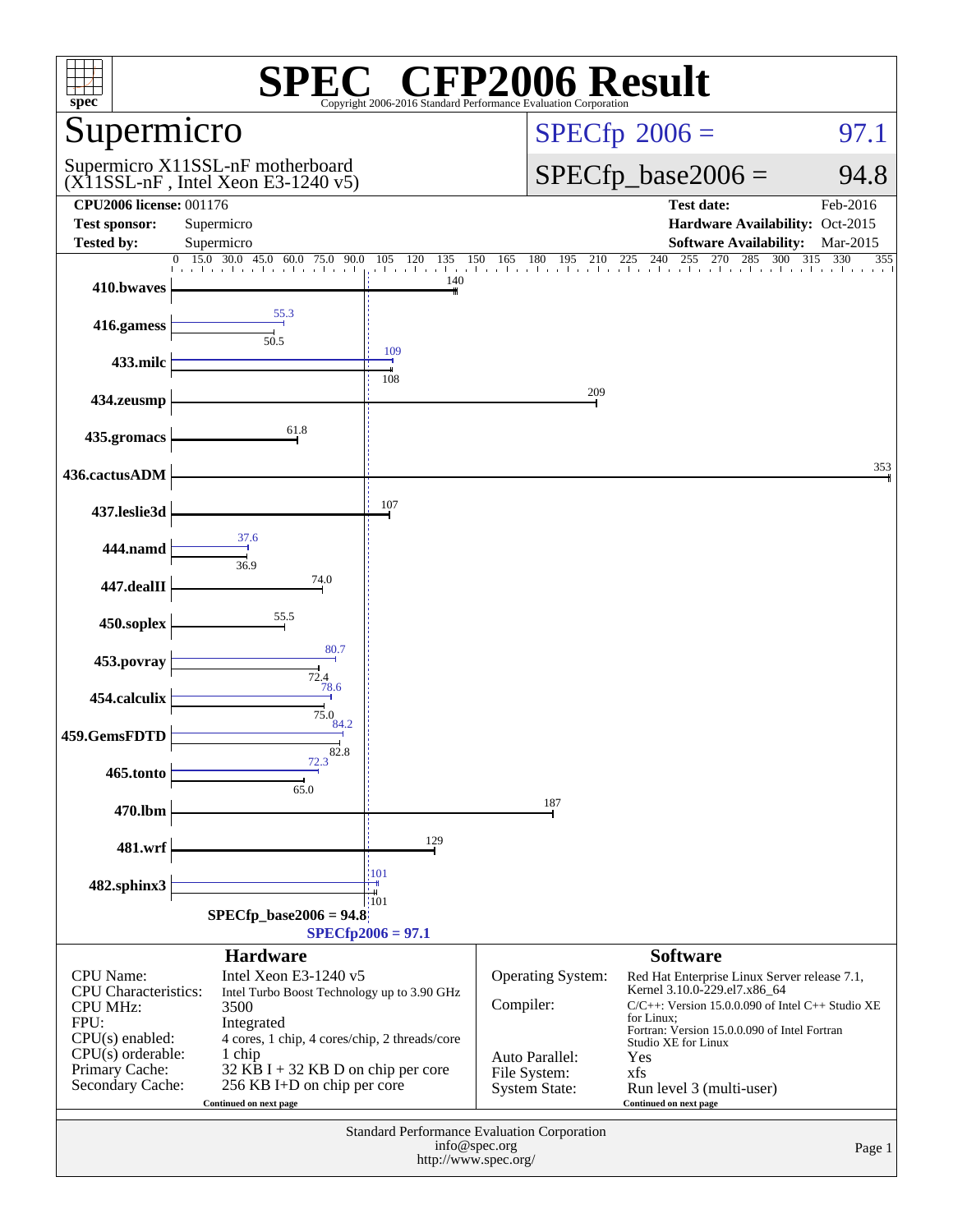# SPEC CFP2006 Result

Copyright 2006-2016 Standard Performance Evaluation Corporation

## Supermicro

Supermicro X11SSL-nF motherboard
(X11SSL-nF , Intel Xeon E3-1240 v5)

**SPECfp 2006 = 97.1**

**SPECfp_base2006 = 94.8**

| | | | |
|---|---|---|---|
| **CPU2006 license:** | 001176 | **Test date:** | Feb-2016 |
| **Test sponsor:** | Supermicro | **Hardware Availability:** | Oct-2015 |
| **Tested by:** | Supermicro | **Software Availability:** | Mar-2015 |

| Benchmark | Peak | Base |
|---|---|---|
| 410.bwaves | | 140 |
| 416.gamess | 55.3 | 50.5 |
| 433.milc | 109 | 108 |
| 434.zeusmp | | 209 |
| 435.gromacs | | 61.8 |
| 436.cactusADM | | 353 |
| 437.leslie3d | | 107 |
| 444.namd | 37.6 | 36.9 |
| 447.dealII | | 74.0 |
| 450.soplex | | 55.5 |
| 453.povray | 80.7 | 72.4 |
| 454.calculix | 78.6 | 75.0 |
| 459.GemsFDTD | 84.2 | 82.8 |
| 465.tonto | 72.3 | 65.0 |
| 470.lbm | | 187 |
| 481.wrf | | 129 |
| 482.sphinx3 | 101 | 101 |

SPECfp_base2006 = 94.8

SPECfp2006 = 97.1

### Hardware

| | |
|---|---|
| CPU Name: | Intel Xeon E3-1240 v5 |
| CPU Characteristics: | Intel Turbo Boost Technology up to 3.90 GHz |
| CPU MHz: | 3500 |
| FPU: | Integrated |
| CPU(s) enabled: | 4 cores, 1 chip, 4 cores/chip, 2 threads/core |
| CPU(s) orderable: | 1 chip |
| Primary Cache: | 32 KB I + 32 KB D on chip per core |
| Secondary Cache: | 256 KB I+D on chip per core |

Continued on next page

### Software

| | |
|---|---|
| Operating System: | Red Hat Enterprise Linux Server release 7.1, Kernel 3.10.0-229.el7.x86_64 |
| Compiler: | C/C++: Version 15.0.0.090 of Intel C++ Studio XE for Linux; Fortran: Version 15.0.0.090 of Intel Fortran Studio XE for Linux |
| Auto Parallel: | Yes |
| File System: | xfs |
| System State: | Run level 3 (multi-user) |

Continued on next page

Standard Performance Evaluation Corporation
info@spec.org
http://www.spec.org/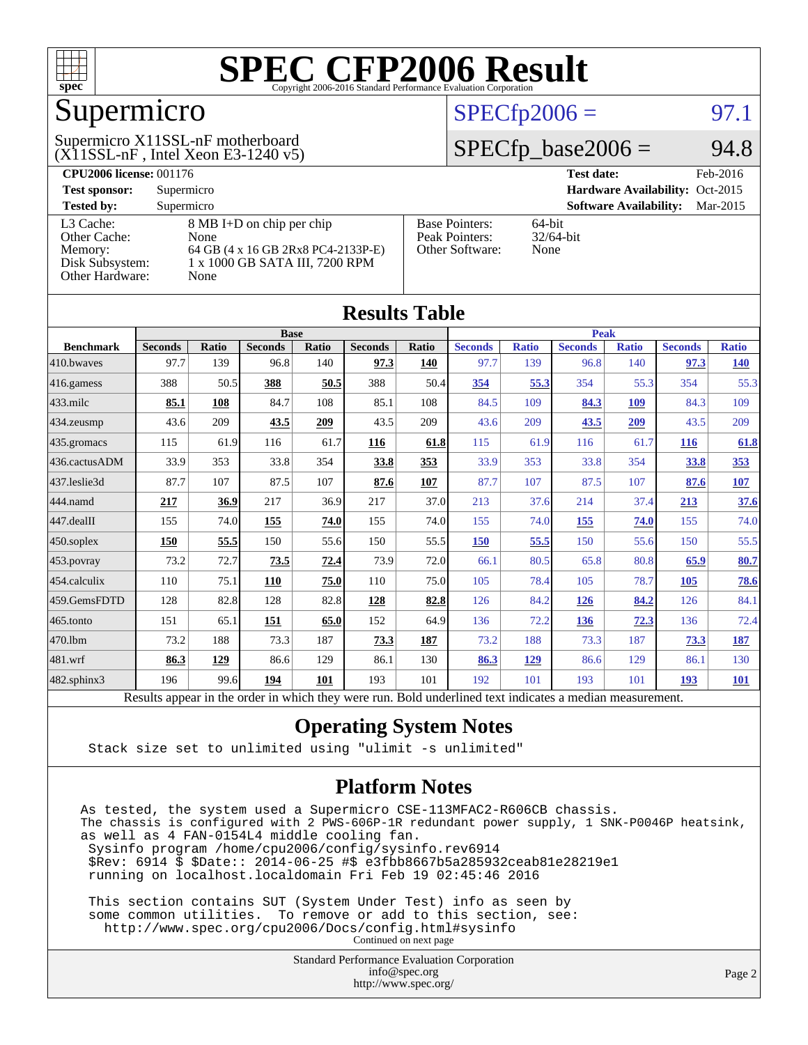# SPEC CFP2006 Result

Copyright 2006-2016 Standard Performance Evaluation Corporation

## Supermicro

Supermicro X11SSL-nF motherboard
(X11SSL-nF , Intel Xeon E3-1240 v5)

SPECfp2006 = 97.1

SPECfp_base2006 = 94.8

| | | | |
|---|---|---|---|
| **CPU2006 license:** 001176 | | **Test date:** | Feb-2016 |
| **Test sponsor:** | Supermicro | **Hardware Availability:** | Oct-2015 |
| **Tested by:** | Supermicro | **Software Availability:** | Mar-2015 |

| | | | |
|---|---|---|---|
| L3 Cache: | 8 MB I+D on chip per chip | Base Pointers: | 64-bit |
| Other Cache: | None | Peak Pointers: | 32/64-bit |
| Memory: | 64 GB (4 x 16 GB 2Rx8 PC4-2133P-E) | Other Software: | None |
| Disk Subsystem: | 1 x 1000 GB SATA III, 7200 RPM | | |
| Other Hardware: | None | | |

## Results Table

| | Base | | | | | | Peak | | | | | |
|---|---|---|---|---|---|---|---|---|---|---|---|---|
| **Benchmark** | **Seconds** | **Ratio** | **Seconds** | **Ratio** | **Seconds** | **Ratio** | **Seconds** | **Ratio** | **Seconds** | **Ratio** | **Seconds** | **Ratio** |
| 410.bwaves | 97.7 | 139 | 96.8 | 140 | **97.3** | **140** | 97.7 | 139 | 96.8 | 140 | **97.3** | **140** |
| 416.gamess | 388 | 50.5 | **388** | **50.5** | 388 | 50.4 | **354** | **55.3** | 354 | 55.3 | 354 | 55.3 |
| 433.milc | **85.1** | **108** | 84.7 | 108 | 85.1 | 108 | 84.5 | 109 | **84.3** | **109** | 84.3 | 109 |
| 434.zeusmp | 43.6 | 209 | **43.5** | **209** | 43.5 | 209 | 43.6 | 209 | **43.5** | **209** | 43.5 | 209 |
| 435.gromacs | 115 | 61.9 | 116 | 61.7 | **116** | **61.8** | 115 | 61.9 | 116 | 61.7 | **116** | **61.8** |
| 436.cactusADM | 33.9 | 353 | 33.8 | 354 | **33.8** | **353** | 33.9 | 353 | 33.8 | 354 | **33.8** | **353** |
| 437.leslie3d | 87.7 | 107 | 87.5 | 107 | **87.6** | **107** | 87.7 | 107 | 87.5 | 107 | **87.6** | **107** |
| 444.namd | **217** | **36.9** | 217 | 36.9 | 217 | 37.0 | 213 | 37.6 | 214 | 37.4 | **213** | **37.6** |
| 447.dealII | 155 | 74.0 | **155** | **74.0** | 155 | 74.0 | 155 | 74.0 | **155** | **74.0** | 155 | 74.0 |
| 450.soplex | **150** | **55.5** | 150 | 55.6 | 150 | 55.5 | **150** | **55.5** | 150 | 55.6 | 150 | 55.5 |
| 453.povray | 73.2 | 72.7 | **73.5** | **72.4** | 73.9 | 72.0 | 66.1 | 80.5 | 65.8 | 80.8 | **65.9** | **80.7** |
| 454.calculix | 110 | 75.1 | **110** | **75.0** | 110 | 75.0 | 105 | 78.4 | 105 | 78.7 | **105** | **78.6** |
| 459.GemsFDTD | 128 | 82.8 | 128 | 82.8 | **128** | **82.8** | 126 | 84.2 | **126** | **84.2** | 126 | 84.1 |
| 465.tonto | 151 | 65.1 | **151** | **65.0** | 152 | 64.9 | 136 | 72.2 | **136** | **72.3** | 136 | 72.4 |
| 470.lbm | 73.2 | 188 | 73.3 | 187 | **73.3** | **187** | 73.2 | 188 | 73.3 | 187 | **73.3** | **187** |
| 481.wrf | **86.3** | **129** | 86.6 | 129 | 86.1 | 130 | **86.3** | **129** | 86.6 | 129 | 86.1 | 130 |
| 482.sphinx3 | 196 | 99.6 | **194** | **101** | 193 | 101 | 192 | 101 | 193 | 101 | **193** | **101** |

Results appear in the order in which they were run. Bold underlined text indicates a median measurement.

## Operating System Notes

```
Stack size set to unlimited using "ulimit -s unlimited"
```

## Platform Notes

```
As tested, the system used a Supermicro CSE-113MFAC2-R606CB chassis.
The chassis is configured with 2 PWS-606P-1R redundant power supply, 1 SNK-P0046P heatsink,
as well as 4 FAN-0154L4 middle cooling fan.
 Sysinfo program /home/cpu2006/config/sysinfo.rev6914
 $Rev: 6914 $ $Date:: 2014-06-25 #$ e3fbb8667b5a285932ceab81e28219e1
 running on localhost.localdomain Fri Feb 19 02:45:46 2016

 This section contains SUT (System Under Test) info as seen by
 some common utilities.  To remove or add to this section, see:
   http://www.spec.org/cpu2006/Docs/config.html#sysinfo
```

Continued on next page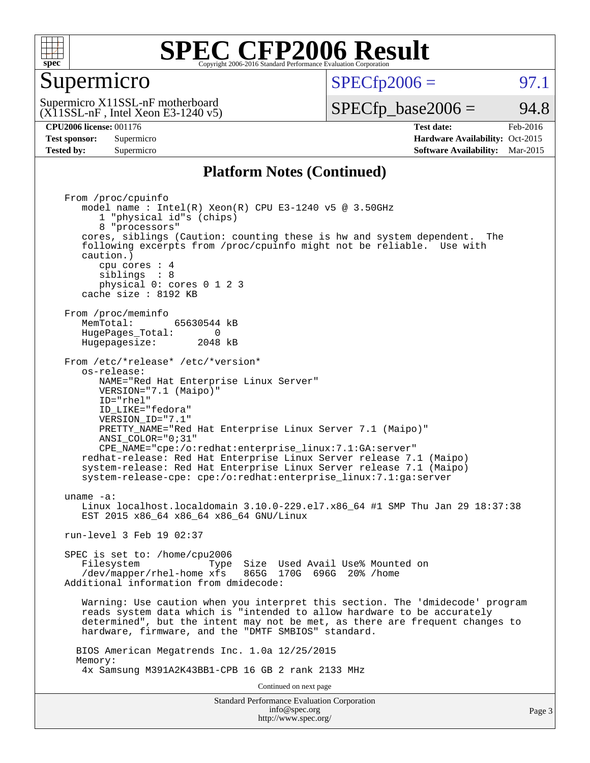# SPEC CFP2006 Result

Copyright 2006-2016 Standard Performance Evaluation Corporation

## Supermicro

Supermicro X11SSL-nF motherboard
(X11SSL-nF , Intel Xeon E3-1240 v5)

SPECfp2006 = 97.1

SPECfp_base2006 = 94.8

**CPU2006 license:** 001176
**Test sponsor:** Supermicro
**Tested by:** Supermicro

**Test date:** Feb-2016
**Hardware Availability:** Oct-2015
**Software Availability:** Mar-2015

### Platform Notes (Continued)

```
From /proc/cpuinfo
   model name : Intel(R) Xeon(R) CPU E3-1240 v5 @ 3.50GHz
      1 "physical id"s (chips)
      8 "processors"
   cores, siblings (Caution: counting these is hw and system dependent.  The
   following excerpts from /proc/cpuinfo might not be reliable.  Use with
   caution.)
      cpu cores : 4
      siblings  : 8
      physical 0: cores 0 1 2 3
   cache size : 8192 KB

From /proc/meminfo
   MemTotal:       65630544 kB
   HugePages_Total:       0
   Hugepagesize:       2048 kB

From /etc/*release* /etc/*version*
   os-release:
      NAME="Red Hat Enterprise Linux Server"
      VERSION="7.1 (Maipo)"
      ID="rhel"
      ID_LIKE="fedora"
      VERSION_ID="7.1"
      PRETTY_NAME="Red Hat Enterprise Linux Server 7.1 (Maipo)"
      ANSI_COLOR="0;31"
      CPE_NAME="cpe:/o:redhat:enterprise_linux:7.1:GA:server"
   redhat-release: Red Hat Enterprise Linux Server release 7.1 (Maipo)
   system-release: Red Hat Enterprise Linux Server release 7.1 (Maipo)
   system-release-cpe: cpe:/o:redhat:enterprise_linux:7.1:ga:server

uname -a:
   Linux localhost.localdomain 3.10.0-229.el7.x86_64 #1 SMP Thu Jan 29 18:37:38
   EST 2015 x86_64 x86_64 x86_64 GNU/Linux

run-level 3 Feb 19 02:37

SPEC is set to: /home/cpu2006
   Filesystem              Type  Size  Used Avail Use% Mounted on
   /dev/mapper/rhel-home xfs   865G  170G  696G  20% /home
Additional information from dmidecode:

   Warning: Use caution when you interpret this section. The 'dmidecode' program
   reads system data which is "intended to allow hardware to be accurately
   determined", but the intent may not be met, as there are frequent changes to
   hardware, firmware, and the "DMTF SMBIOS" standard.

  BIOS American Megatrends Inc. 1.0a 12/25/2015
  Memory:
   4x Samsung M391A2K43BB1-CPB 16 GB 2 rank 2133 MHz
```

Continued on next page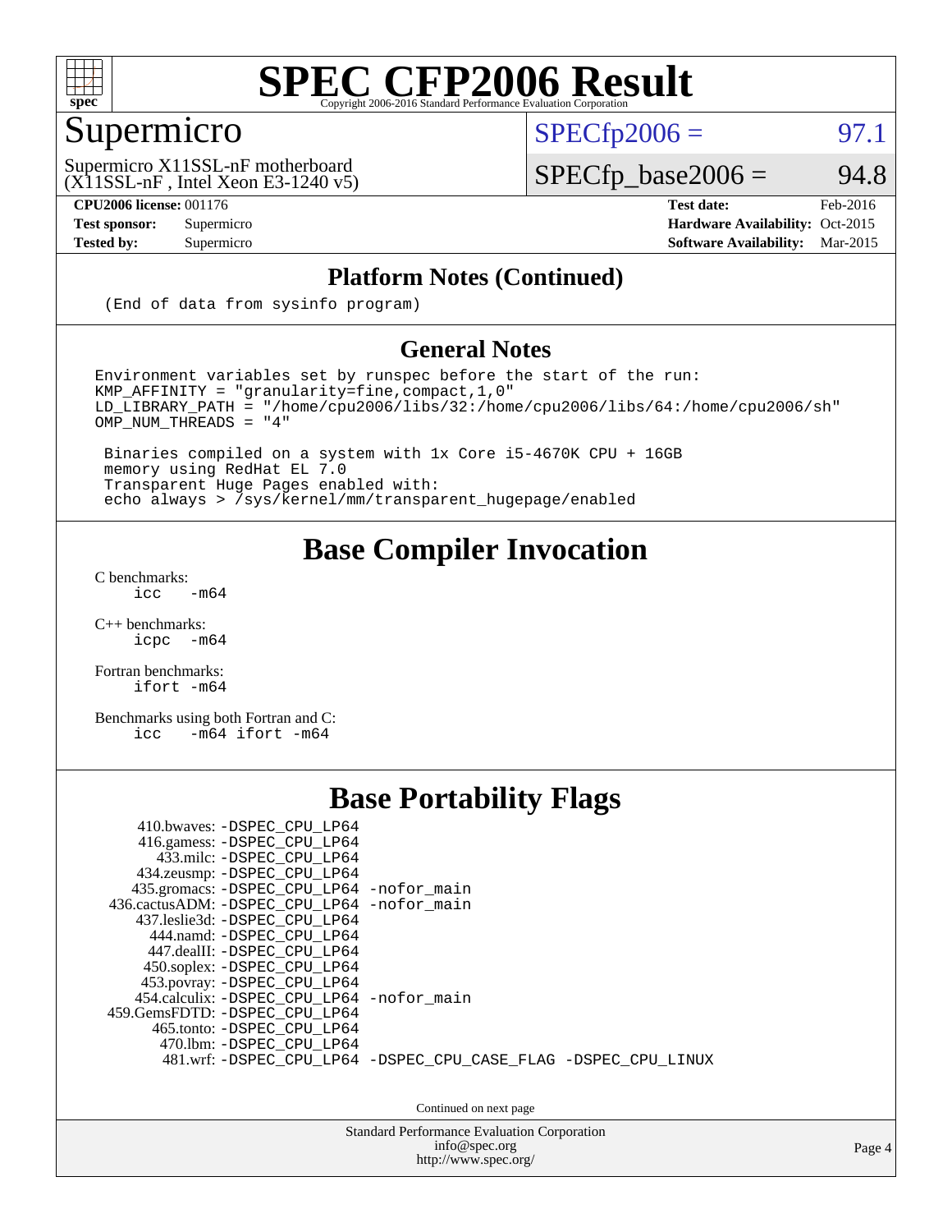# SPEC CFP2006 Result

Copyright 2006-2016 Standard Performance Evaluation Corporation

## Supermicro

Supermicro X11SSL-nF motherboard
(X11SSL-nF , Intel Xeon E3-1240 v5)

SPECfp2006 = 97.1

SPECfp_base2006 = 94.8

| | | | |
|---|---|---|---|
| **CPU2006 license:** 001176 | | **Test date:** | Feb-2016 |
| **Test sponsor:** | Supermicro | **Hardware Availability:** | Oct-2015 |
| **Tested by:** | Supermicro | **Software Availability:** | Mar-2015 |

## Platform Notes (Continued)

```
(End of data from sysinfo program)
```

## General Notes

```
Environment variables set by runspec before the start of the run:
KMP_AFFINITY = "granularity=fine,compact,1,0"
LD_LIBRARY_PATH = "/home/cpu2006/libs/32:/home/cpu2006/libs/64:/home/cpu2006/sh"
OMP_NUM_THREADS = "4"

 Binaries compiled on a system with 1x Core i5-4670K CPU + 16GB
 memory using RedHat EL 7.0
 Transparent Huge Pages enabled with:
 echo always > /sys/kernel/mm/transparent_hugepage/enabled
```

## Base Compiler Invocation

C benchmarks:
```
icc   -m64
```

C++ benchmarks:
```
icpc  -m64
```

Fortran benchmarks:
```
ifort -m64
```

Benchmarks using both Fortran and C:
```
icc   -m64 ifort -m64
```

## Base Portability Flags

```
     410.bwaves: -DSPEC_CPU_LP64
     416.gamess: -DSPEC_CPU_LP64
       433.milc: -DSPEC_CPU_LP64
     434.zeusmp: -DSPEC_CPU_LP64
    435.gromacs: -DSPEC_CPU_LP64 -nofor_main
 436.cactusADM: -DSPEC_CPU_LP64 -nofor_main
    437.leslie3d: -DSPEC_CPU_LP64
       444.namd: -DSPEC_CPU_LP64
      447.dealII: -DSPEC_CPU_LP64
     450.soplex: -DSPEC_CPU_LP64
     453.povray: -DSPEC_CPU_LP64
    454.calculix: -DSPEC_CPU_LP64 -nofor_main
  459.GemsFDTD: -DSPEC_CPU_LP64
      465.tonto: -DSPEC_CPU_LP64
        470.lbm: -DSPEC_CPU_LP64
        481.wrf: -DSPEC_CPU_LP64 -DSPEC_CPU_CASE_FLAG -DSPEC_CPU_LINUX
```

Continued on next page

Standard Performance Evaluation Corporation
info@spec.org
http://www.spec.org/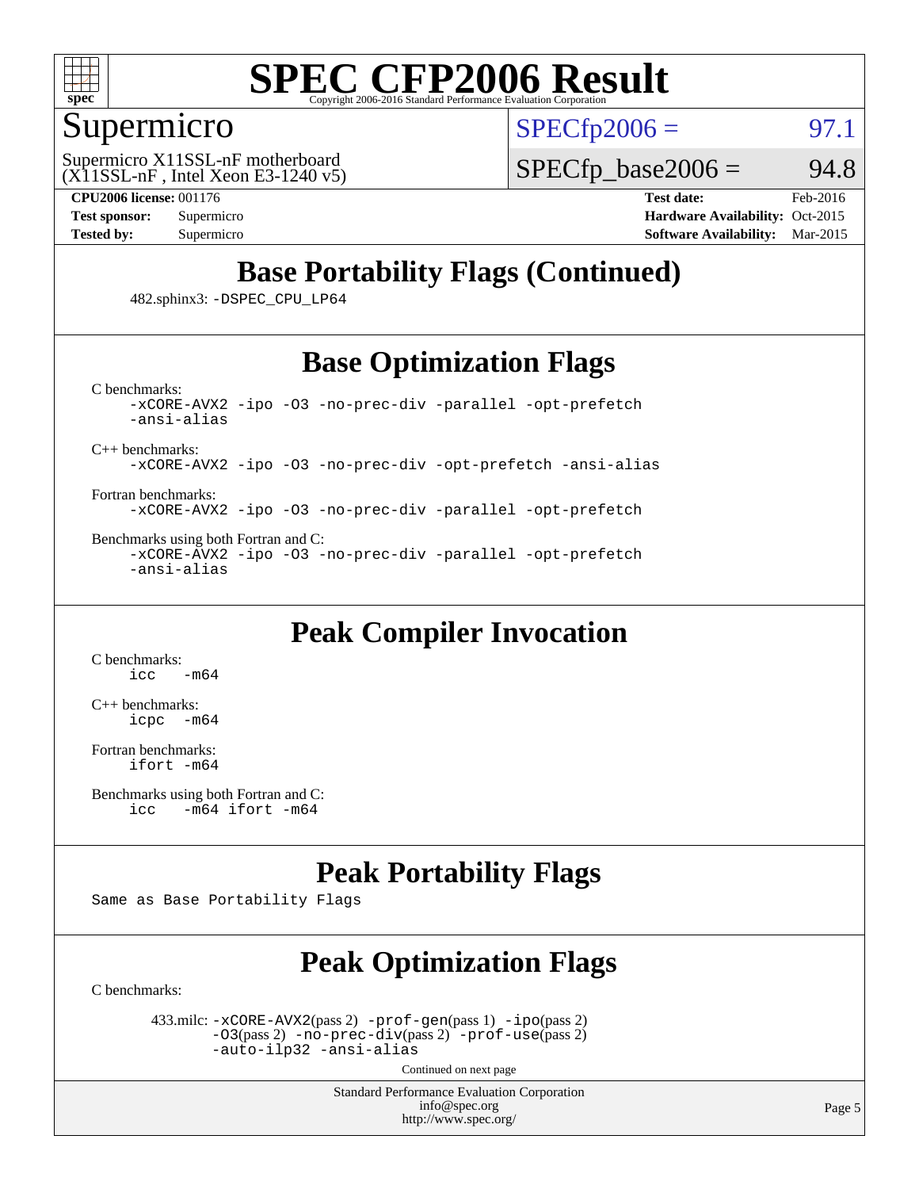# SPEC CFP2006 Result

Copyright 2006-2016 Standard Performance Evaluation Corporation

## Supermicro

Supermicro X11SSL-nF motherboard
(X11SSL-nF , Intel Xeon E3-1240 v5)

SPECfp2006 = 97.1

SPECfp_base2006 = 94.8

| | | | |
|---|---|---|---|
| **CPU2006 license:** 001176 | | **Test date:** | Feb-2016 |
| **Test sponsor:** | Supermicro | **Hardware Availability:** | Oct-2015 |
| **Tested by:** | Supermicro | **Software Availability:** | Mar-2015 |

## Base Portability Flags (Continued)

482.sphinx3: `-DSPEC_CPU_LP64`

## Base Optimization Flags

C benchmarks:
```
-xCORE-AVX2 -ipo -O3 -no-prec-div -parallel -opt-prefetch
-ansi-alias
```

C++ benchmarks:
```
-xCORE-AVX2 -ipo -O3 -no-prec-div -opt-prefetch -ansi-alias
```

Fortran benchmarks:
```
-xCORE-AVX2 -ipo -O3 -no-prec-div -parallel -opt-prefetch
```

Benchmarks using both Fortran and C:
```
-xCORE-AVX2 -ipo -O3 -no-prec-div -parallel -opt-prefetch
-ansi-alias
```

## Peak Compiler Invocation

C benchmarks:
```
icc   -m64
```

C++ benchmarks:
```
icpc  -m64
```

Fortran benchmarks:
```
ifort -m64
```

Benchmarks using both Fortran and C:
```
icc   -m64 ifort -m64
```

## Peak Portability Flags

Same as Base Portability Flags

## Peak Optimization Flags

C benchmarks:

433.milc: `-xCORE-AVX2`(pass 2) `-prof-gen`(pass 1) `-ipo`(pass 2) `-O3`(pass 2) `-no-prec-div`(pass 2) `-prof-use`(pass 2) `-auto-ilp32` `-ansi-alias`

Continued on next page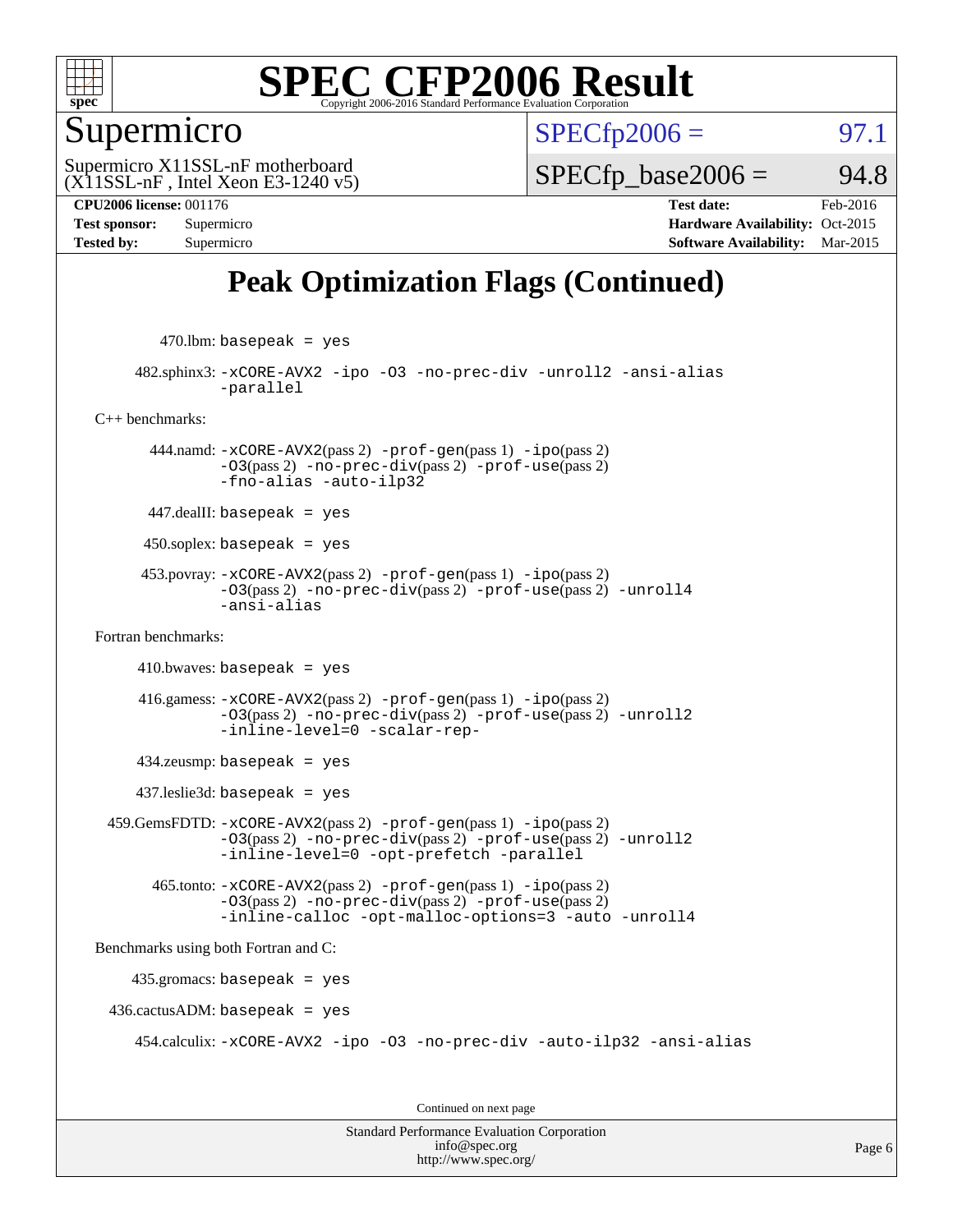# SPEC CFP2006 Result

Copyright 2006-2016 Standard Performance Evaluation Corporation

## Supermicro

Supermicro X11SSL-nF motherboard
(X11SSL-nF , Intel Xeon E3-1240 v5)

SPECfp2006 = 97.1

SPECfp_base2006 = 94.8

**CPU2006 license:** 001176
**Test sponsor:** Supermicro
**Tested by:** Supermicro

**Test date:** Feb-2016
**Hardware Availability:** Oct-2015
**Software Availability:** Mar-2015

## Peak Optimization Flags (Continued)

470.lbm: `basepeak = yes`

482.sphinx3: `-xCORE-AVX2 -ipo -O3 -no-prec-div -unroll2 -ansi-alias -parallel`

C++ benchmarks:

444.namd: `-xCORE-AVX2`(pass 2) `-prof-gen`(pass 1) `-ipo`(pass 2) `-O3`(pass 2) `-no-prec-div`(pass 2) `-prof-use`(pass 2) `-fno-alias -auto-ilp32`

447.dealII: `basepeak = yes`

450.soplex: `basepeak = yes`

453.povray: `-xCORE-AVX2`(pass 2) `-prof-gen`(pass 1) `-ipo`(pass 2) `-O3`(pass 2) `-no-prec-div`(pass 2) `-prof-use`(pass 2) `-unroll4 -ansi-alias`

Fortran benchmarks:

410.bwaves: `basepeak = yes`

416.gamess: `-xCORE-AVX2`(pass 2) `-prof-gen`(pass 1) `-ipo`(pass 2) `-O3`(pass 2) `-no-prec-div`(pass 2) `-prof-use`(pass 2) `-unroll2 -inline-level=0 -scalar-rep-`

434.zeusmp: `basepeak = yes`

437.leslie3d: `basepeak = yes`

459.GemsFDTD: `-xCORE-AVX2`(pass 2) `-prof-gen`(pass 1) `-ipo`(pass 2) `-O3`(pass 2) `-no-prec-div`(pass 2) `-prof-use`(pass 2) `-unroll2 -inline-level=0 -opt-prefetch -parallel`

465.tonto: `-xCORE-AVX2`(pass 2) `-prof-gen`(pass 1) `-ipo`(pass 2) `-O3`(pass 2) `-no-prec-div`(pass 2) `-prof-use`(pass 2) `-inline-calloc -opt-malloc-options=3 -auto -unroll4`

Benchmarks using both Fortran and C:

435.gromacs: `basepeak = yes`

436.cactusADM: `basepeak = yes`

454.calculix: `-xCORE-AVX2 -ipo -O3 -no-prec-div -auto-ilp32 -ansi-alias`

Continued on next page

Standard Performance Evaluation Corporation
info@spec.org
http://www.spec.org/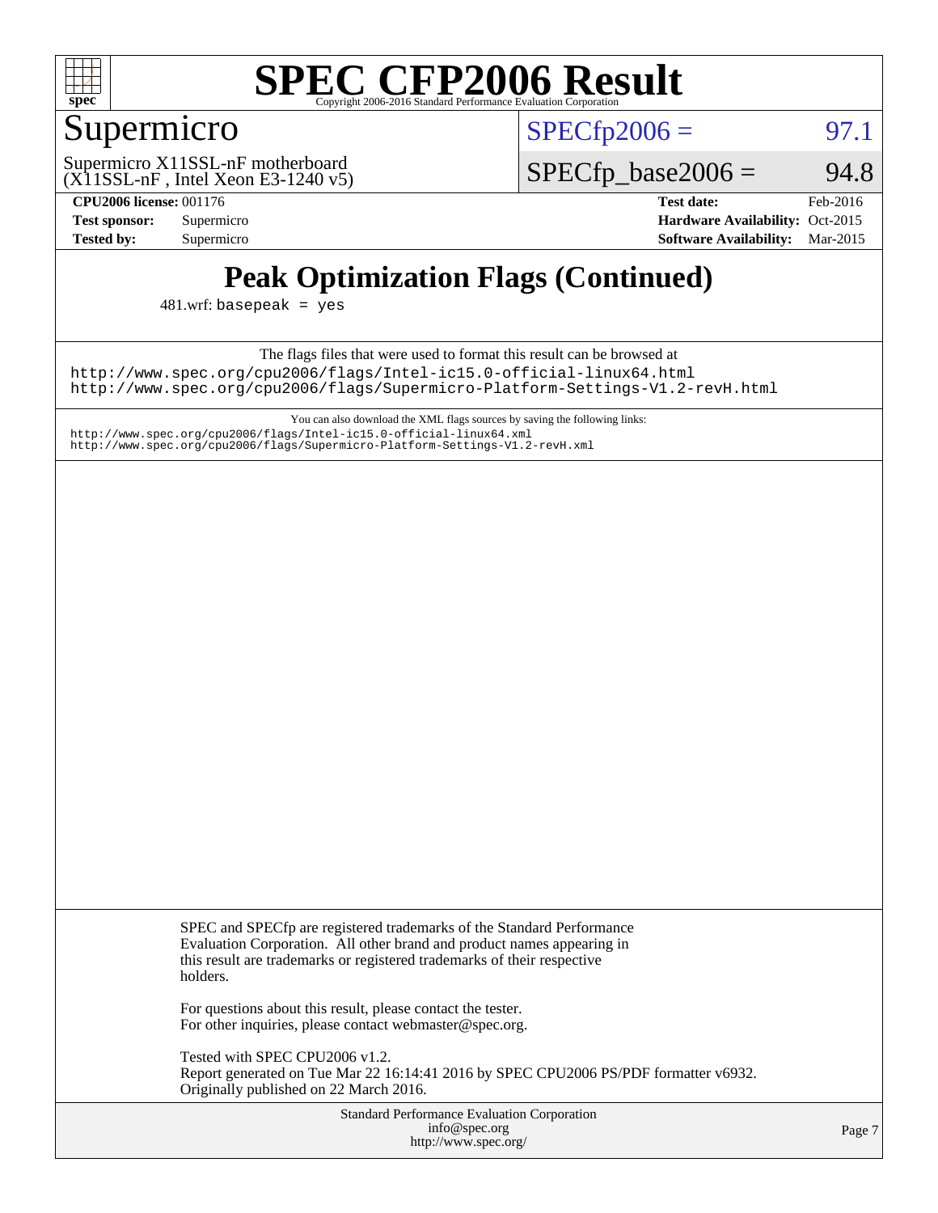# Peak Optimization Flags (Continued)

481.wrf: basepeak = yes

The flags files that were used to format this result can be browsed at
http://www.spec.org/cpu2006/flags/Intel-ic15.0-official-linux64.html
http://www.spec.org/cpu2006/flags/Supermicro-Platform-Settings-V1.2-revH.html

You can also download the XML flags sources by saving the following links:
http://www.spec.org/cpu2006/flags/Intel-ic15.0-official-linux64.xml
http://www.spec.org/cpu2006/flags/Supermicro-Platform-Settings-V1.2-revH.xml

SPEC and SPECfp are registered trademarks of the Standard Performance Evaluation Corporation. All other brand and product names appearing in this result are trademarks or registered trademarks of their respective holders.

For questions about this result, please contact the tester.
For other inquiries, please contact webmaster@spec.org.

Tested with SPEC CPU2006 v1.2.
Report generated on Tue Mar 22 16:14:41 2016 by SPEC CPU2006 PS/PDF formatter v6932.
Originally published on 22 March 2016.